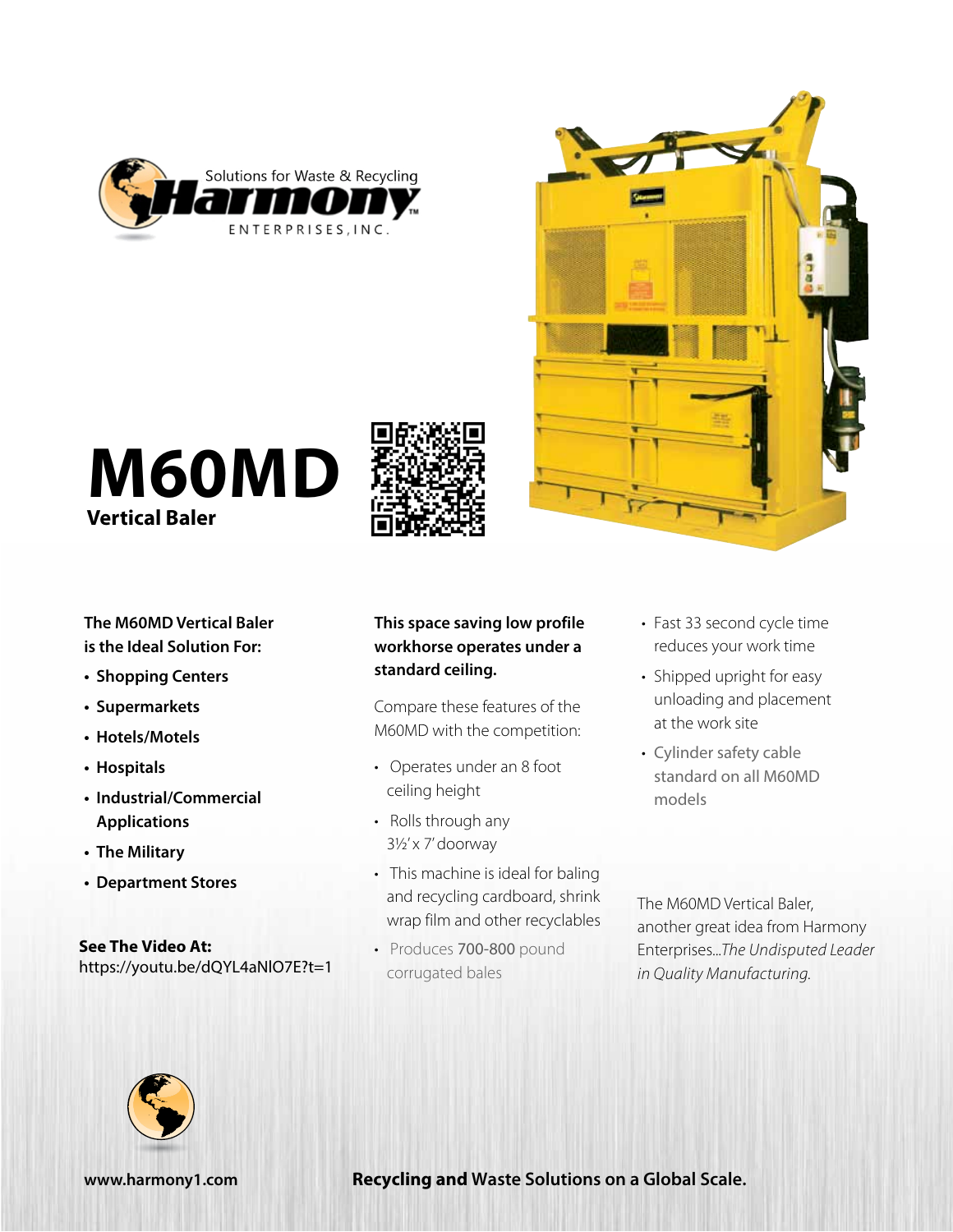Solutions for Waste & Recycling

**Harmony**™

ENTERPRISES, INC.

# M60MD

## Vertical Baler

**The M60MD Vertical Baler is the Ideal Solution For:**

- **Shopping Centers**
- **Supermarkets**
- **Hotels/Motels**
- **Hospitals**
- **Industrial/Commercial Applications**
- **The Military**
- **Department Stores**

**See The Video At:**
https://youtu.be/dQYL4aNlO7E?t=1

**This space saving low profile workhorse operates under a standard ceiling.**

Compare these features of the M60MD with the competition:

- Operates under an 8 foot ceiling height
- Rolls through any 3½' x 7' doorway
- This machine is ideal for baling and recycling cardboard, shrink wrap film and other recyclables
- Produces **700-800** pound corrugated bales
- Fast 33 second cycle time reduces your work time
- Shipped upright for easy unloading and placement at the work site
- Cylinder safety cable standard on all M60MD models

The M60MD Vertical Baler, another great idea from Harmony Enterprises...*The Undisputed Leader in Quality Manufacturing.*

**www.harmony1.com**

**Recycling and Waste Solutions on a Global Scale.**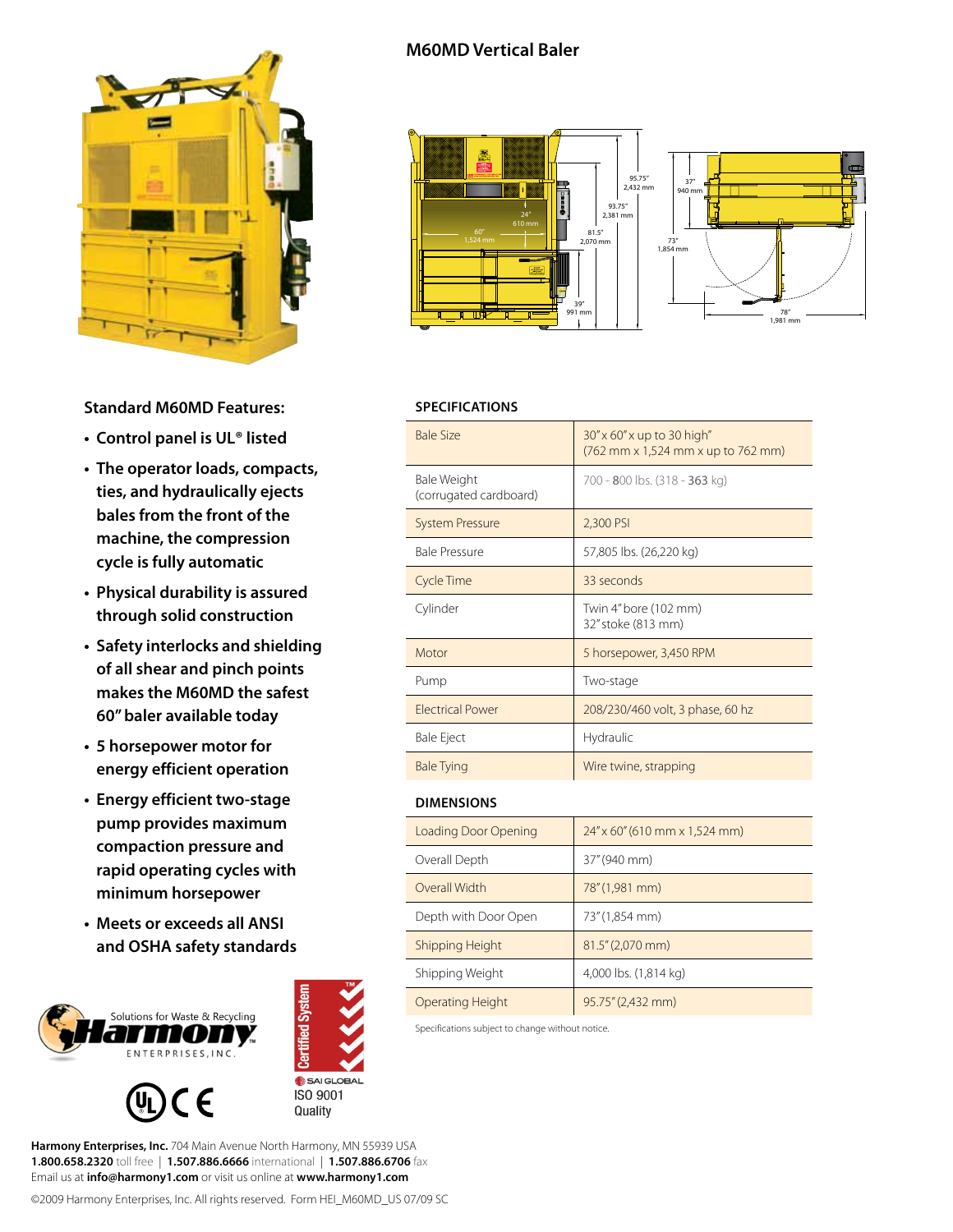# M60MD Vertical Baler

95.75"
2,432 mm

93.75"
2,381 mm

24"
610 mm

60"
1,524 mm

81.5"
2,070 mm

39"
991 mm

37"
940 mm

73"
1,854 mm

78"
1,981 mm

## Standard M60MD Features:

- Control panel is UL® listed
- The operator loads, compacts, ties, and hydraulically ejects bales from the front of the machine, the compression cycle is fully automatic
- Physical durability is assured through solid construction
- Safety interlocks and shielding of all shear and pinch points makes the M60MD the safest 60" baler available today
- 5 horsepower motor for energy efficient operation
- Energy efficient two-stage pump provides maximum compaction pressure and rapid operating cycles with minimum horsepower
- Meets or exceeds all ANSI and OSHA safety standards

## SPECIFICATIONS

| | |
|---|---|
| Bale Size | 30" x 60" x up to 30 high" (762 mm x 1,524 mm x up to 762 mm) |
| Bale Weight (corrugated cardboard) | 700 - 800 lbs. (318 - 363 kg) |
| System Pressure | 2,300 PSI |
| Bale Pressure | 57,805 lbs. (26,220 kg) |
| Cycle Time | 33 seconds |
| Cylinder | Twin 4" bore (102 mm) 32" stoke (813 mm) |
| Motor | 5 horsepower, 3,450 RPM |
| Pump | Two-stage |
| Electrical Power | 208/230/460 volt, 3 phase, 60 hz |
| Bale Eject | Hydraulic |
| Bale Tying | Wire twine, strapping |

## DIMENSIONS

| | |
|---|---|
| Loading Door Opening | 24" x 60" (610 mm x 1,524 mm) |
| Overall Depth | 37" (940 mm) |
| Overall Width | 78" (1,981 mm) |
| Depth with Door Open | 73" (1,854 mm) |
| Shipping Height | 81.5" (2,070 mm) |
| Shipping Weight | 4,000 lbs. (1,814 kg) |
| Operating Height | 95.75" (2,432 mm) |

Specifications subject to change without notice.

Solutions for Waste & Recycling
Harmony ENTERPRISES, INC.

Certified System
SAI GLOBAL
ISO 9001
Quality

**Harmony Enterprises, Inc.** 704 Main Avenue North Harmony, MN 55939 USA
**1.800.658.2320** toll free | **1.507.886.6666** international | **1.507.886.6706** fax
Email us at **info@harmony1.com** or visit us online at **www.harmony1.com**

©2009 Harmony Enterprises, Inc. All rights reserved. Form HEI_M60MD_US 07/09 SC